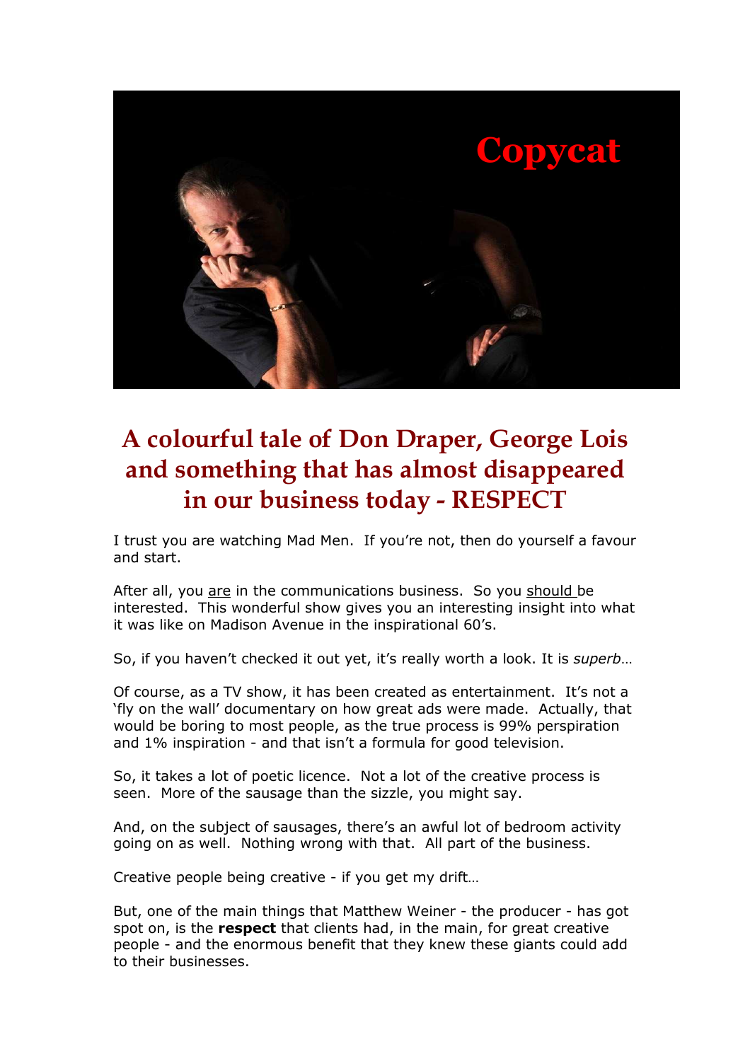Copycat

# A colourful tale of Don Draper, George Lois and something that has almost disappeared in our business today - RESPECT

I trust you are watching Mad Men. If you're not, then do yourself a favour and start.

After all, you <u>are</u> in the communications business. So you <u>should</u> be interested. This wonderful show gives you an interesting insight into what it was like on Madison Avenue in the inspirational 60's.

So, if you haven't checked it out yet, it's really worth a look. It is *superb*…

Of course, as a TV show, it has been created as entertainment. It's not a 'fly on the wall' documentary on how great ads were made. Actually, that would be boring to most people, as the true process is 99% perspiration and 1% inspiration - and that isn't a formula for good television.

So, it takes a lot of poetic licence. Not a lot of the creative process is seen. More of the sausage than the sizzle, you might say.

And, on the subject of sausages, there's an awful lot of bedroom activity going on as well. Nothing wrong with that. All part of the business.

Creative people being creative - if you get my drift…

But, one of the main things that Matthew Weiner - the producer - has got spot on, is the **respect** that clients had, in the main, for great creative people - and the enormous benefit that they knew these giants could add to their businesses.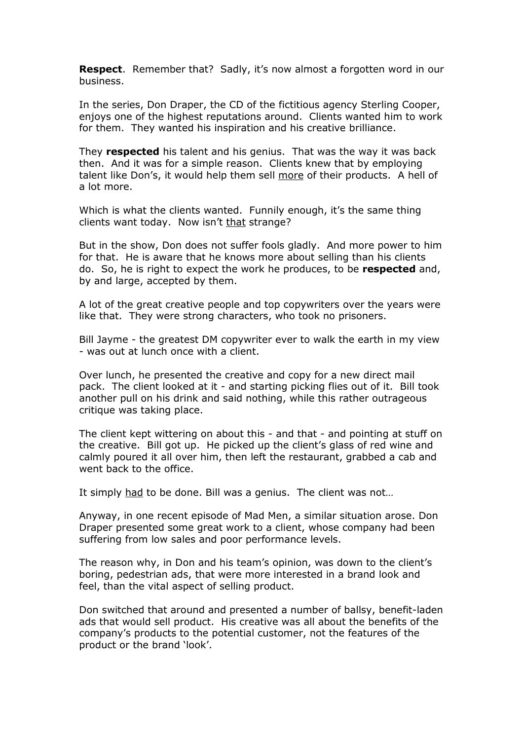**Respect**. Remember that? Sadly, it's now almost a forgotten word in our business.

In the series, Don Draper, the CD of the fictitious agency Sterling Cooper, enjoys one of the highest reputations around. Clients wanted him to work for them. They wanted his inspiration and his creative brilliance.

They **respected** his talent and his genius. That was the way it was back then. And it was for a simple reason. Clients knew that by employing talent like Don's, it would help them sell more of their products. A hell of a lot more.

Which is what the clients wanted. Funnily enough, it's the same thing clients want today. Now isn't that strange?

But in the show, Don does not suffer fools gladly. And more power to him for that. He is aware that he knows more about selling than his clients do. So, he is right to expect the work he produces, to be **respected** and, by and large, accepted by them.

A lot of the great creative people and top copywriters over the years were like that. They were strong characters, who took no prisoners.

Bill Jayme - the greatest DM copywriter ever to walk the earth in my view - was out at lunch once with a client.

Over lunch, he presented the creative and copy for a new direct mail pack. The client looked at it - and starting picking flies out of it. Bill took another pull on his drink and said nothing, while this rather outrageous critique was taking place.

The client kept wittering on about this - and that - and pointing at stuff on the creative. Bill got up. He picked up the client's glass of red wine and calmly poured it all over him, then left the restaurant, grabbed a cab and went back to the office.

It simply had to be done. Bill was a genius. The client was not…

Anyway, in one recent episode of Mad Men, a similar situation arose. Don Draper presented some great work to a client, whose company had been suffering from low sales and poor performance levels.

The reason why, in Don and his team's opinion, was down to the client's boring, pedestrian ads, that were more interested in a brand look and feel, than the vital aspect of selling product.

Don switched that around and presented a number of ballsy, benefit-laden ads that would sell product. His creative was all about the benefits of the company's products to the potential customer, not the features of the product or the brand 'look'.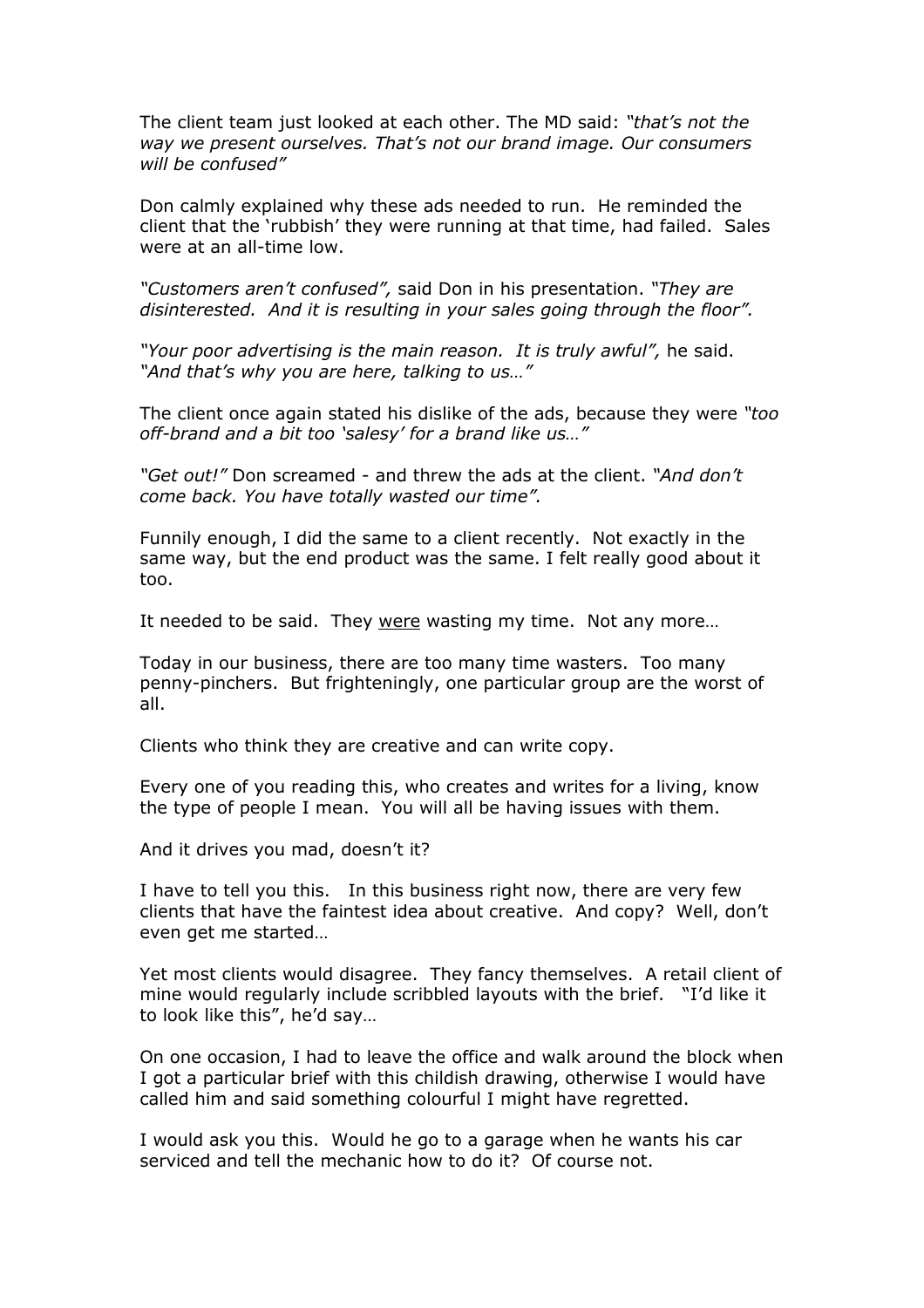The client team just looked at each other. The MD said: *"that's not the way we present ourselves. That's not our brand image. Our consumers will be confused"*

Don calmly explained why these ads needed to run. He reminded the client that the 'rubbish' they were running at that time, had failed. Sales were at an all-time low.

*"Customers aren't confused",* said Don in his presentation. *"They are disinterested. And it is resulting in your sales going through the floor".*

*"Your poor advertising is the main reason. It is truly awful",* he said. *"And that's why you are here, talking to us…"*

The client once again stated his dislike of the ads, because they were *"too off-brand and a bit too 'salesy' for a brand like us…"*

*"Get out!"* Don screamed - and threw the ads at the client. *"And don't come back. You have totally wasted our time".*

Funnily enough, I did the same to a client recently. Not exactly in the same way, but the end product was the same. I felt really good about it too.

It needed to be said. They <u>were</u> wasting my time. Not any more…

Today in our business, there are too many time wasters. Too many penny-pinchers. But frighteningly, one particular group are the worst of all.

Clients who think they are creative and can write copy.

Every one of you reading this, who creates and writes for a living, know the type of people I mean. You will all be having issues with them.

And it drives you mad, doesn't it?

I have to tell you this. In this business right now, there are very few clients that have the faintest idea about creative. And copy? Well, don't even get me started…

Yet most clients would disagree. They fancy themselves. A retail client of mine would regularly include scribbled layouts with the brief. "I'd like it to look like this", he'd say…

On one occasion, I had to leave the office and walk around the block when I got a particular brief with this childish drawing, otherwise I would have called him and said something colourful I might have regretted.

I would ask you this. Would he go to a garage when he wants his car serviced and tell the mechanic how to do it? Of course not.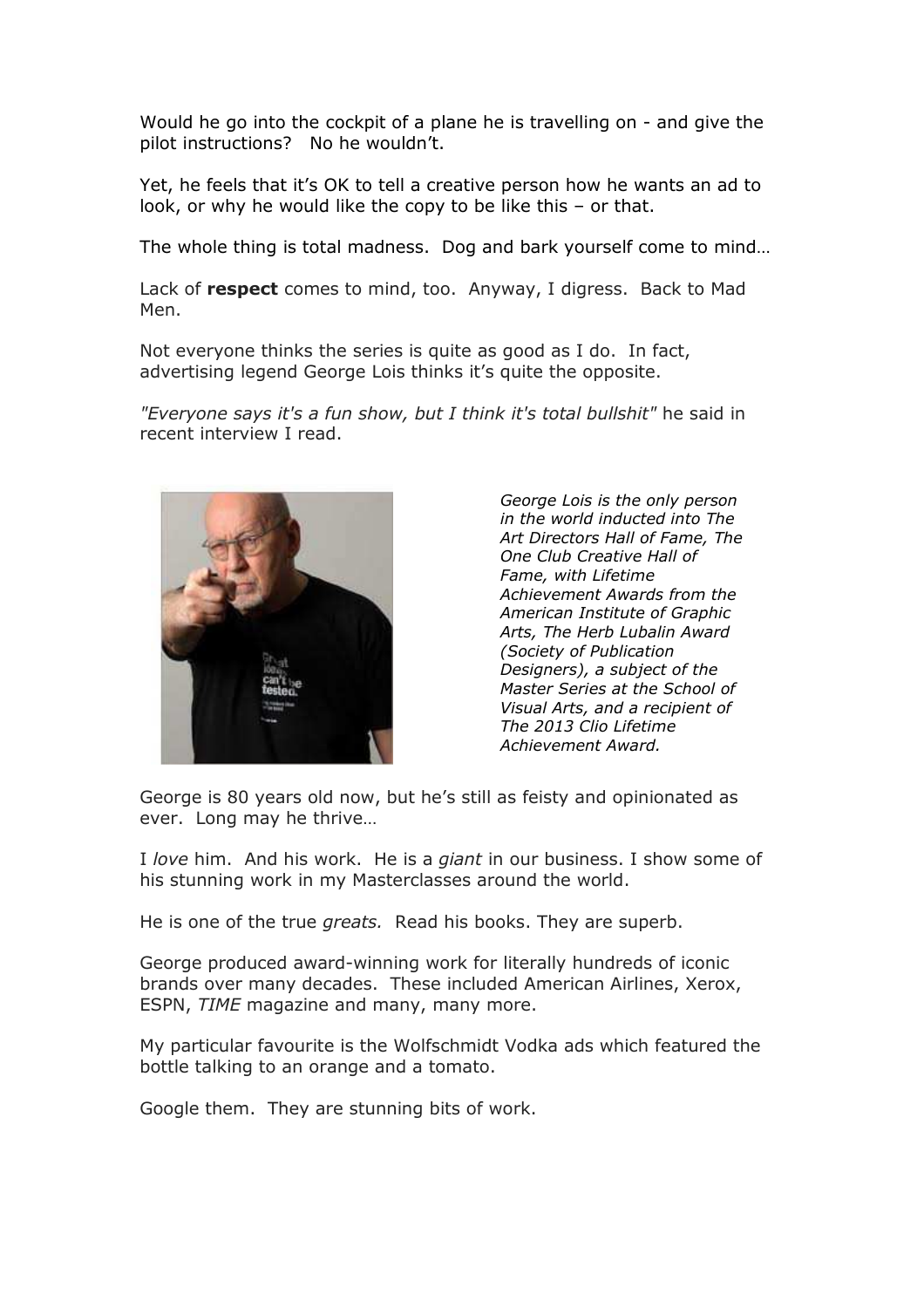Would he go into the cockpit of a plane he is travelling on - and give the pilot instructions? No he wouldn't.

Yet, he feels that it's OK to tell a creative person how he wants an ad to look, or why he would like the copy to be like this – or that.

The whole thing is total madness. Dog and bark yourself come to mind…

Lack of **respect** comes to mind, too. Anyway, I digress. Back to Mad Men.

Not everyone thinks the series is quite as good as I do. In fact, advertising legend George Lois thinks it's quite the opposite.

*"Everyone says it's a fun show, but I think it's total bullshit"* he said in recent interview I read.

*George Lois is the only person in the world inducted into The Art Directors Hall of Fame, The One Club Creative Hall of Fame, with Lifetime Achievement Awards from the American Institute of Graphic Arts, The Herb Lubalin Award (Society of Publication Designers), a subject of the Master Series at the School of Visual Arts, and a recipient of The 2013 Clio Lifetime Achievement Award.*

George is 80 years old now, but he's still as feisty and opinionated as ever. Long may he thrive…

I *love* him. And his work. He is a *giant* in our business. I show some of his stunning work in my Masterclasses around the world.

He is one of the true *greats.* Read his books. They are superb.

George produced award-winning work for literally hundreds of iconic brands over many decades. These included American Airlines, Xerox, ESPN, *TIME* magazine and many, many more.

My particular favourite is the Wolfschmidt Vodka ads which featured the bottle talking to an orange and a tomato.

Google them. They are stunning bits of work.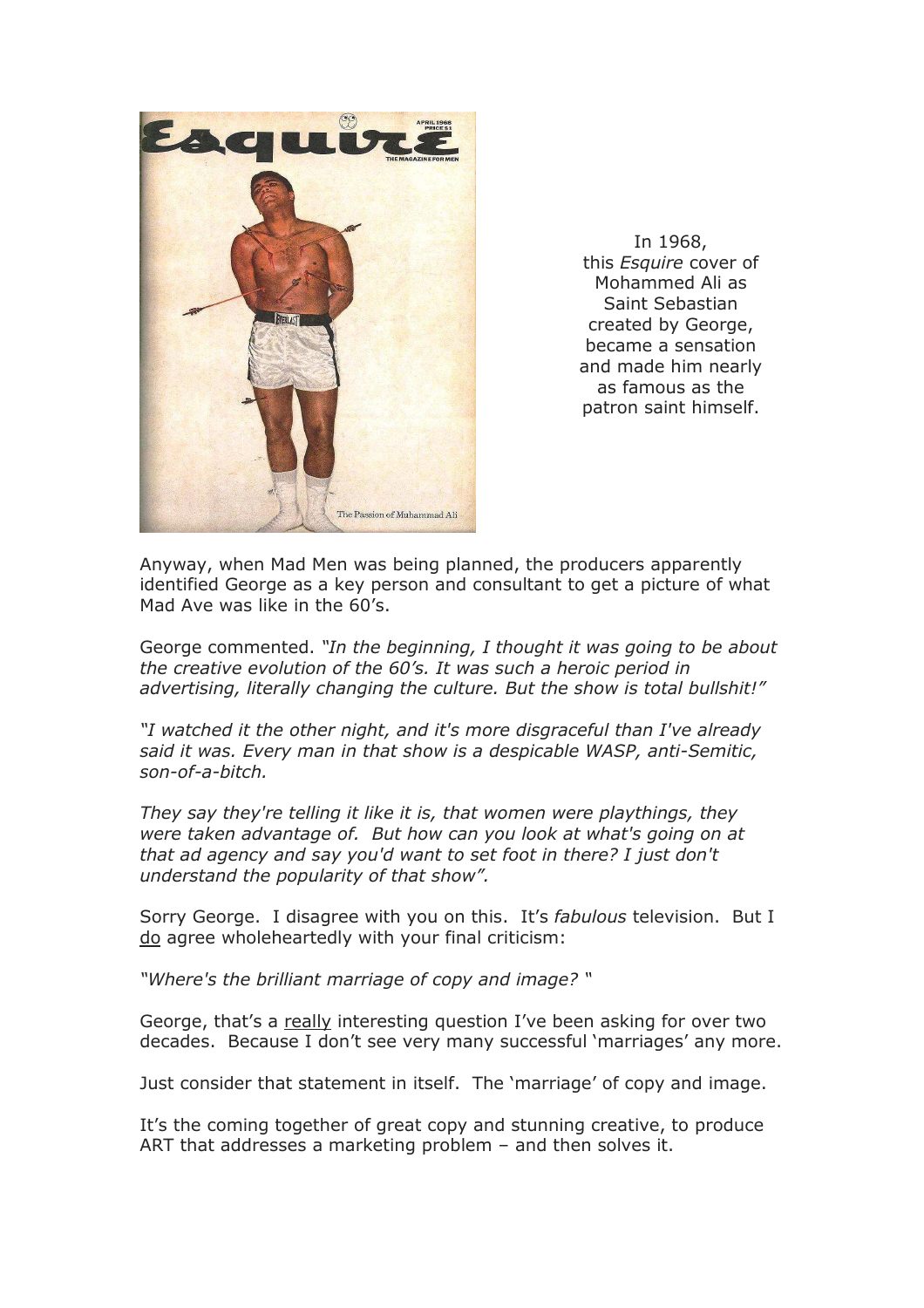In 1968, this *Esquire* cover of Mohammed Ali as Saint Sebastian created by George, became a sensation and made him nearly as famous as the patron saint himself.

Anyway, when Mad Men was being planned, the producers apparently identified George as a key person and consultant to get a picture of what Mad Ave was like in the 60's.

George commented. *"In the beginning, I thought it was going to be about the creative evolution of the 60's. It was such a heroic period in advertising, literally changing the culture. But the show is total bullshit!"*

*"I watched it the other night, and it's more disgraceful than I've already said it was. Every man in that show is a despicable WASP, anti-Semitic, son-of-a-bitch.*

*They say they're telling it like it is, that women were playthings, they were taken advantage of. But how can you look at what's going on at that ad agency and say you'd want to set foot in there? I just don't understand the popularity of that show".*

Sorry George. I disagree with you on this. It's *fabulous* television. But I do agree wholeheartedly with your final criticism:

*"Where's the brilliant marriage of copy and image?* "

George, that's a really interesting question I've been asking for over two decades. Because I don't see very many successful 'marriages' any more.

Just consider that statement in itself. The 'marriage' of copy and image.

It's the coming together of great copy and stunning creative, to produce ART that addresses a marketing problem – and then solves it.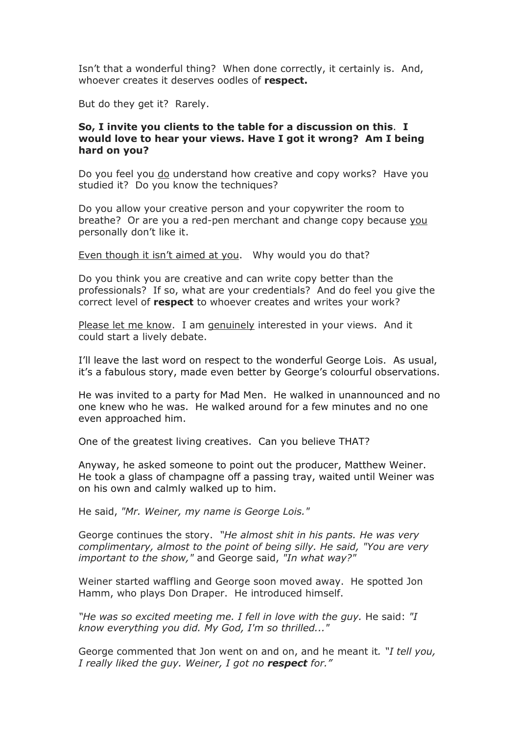Isn't that a wonderful thing? When done correctly, it certainly is. And, whoever creates it deserves oodles of **respect.**

But do they get it? Rarely.

**So, I invite you clients to the table for a discussion on this**. **I would love to hear your views. Have I got it wrong? Am I being hard on you?**

Do you feel you <u>do</u> understand how creative and copy works? Have you studied it? Do you know the techniques?

Do you allow your creative person and your copywriter the room to breathe? Or are you a red-pen merchant and change copy because <u>you</u> personally don't like it.

<u>Even though it isn't aimed at you</u>. Why would you do that?

Do you think you are creative and can write copy better than the professionals? If so, what are your credentials? And do feel you give the correct level of **respect** to whoever creates and writes your work?

<u>Please let me know</u>. I am <u>genuinely</u> interested in your views. And it could start a lively debate.

I'll leave the last word on respect to the wonderful George Lois. As usual, it's a fabulous story, made even better by George's colourful observations.

He was invited to a party for Mad Men. He walked in unannounced and no one knew who he was. He walked around for a few minutes and no one even approached him.

One of the greatest living creatives. Can you believe THAT?

Anyway, he asked someone to point out the producer, Matthew Weiner. He took a glass of champagne off a passing tray, waited until Weiner was on his own and calmly walked up to him.

He said, *"Mr. Weiner, my name is George Lois."*

George continues the story. *"He almost shit in his pants. He was very complimentary, almost to the point of being silly. He said, "You are very important to the show,"* and George said, *"In what way?"*

Weiner started waffling and George soon moved away. He spotted Jon Hamm, who plays Don Draper. He introduced himself.

*"He was so excited meeting me. I fell in love with the guy.* He said: *"I know everything you did. My God, I'm so thrilled..."*

George commented that Jon went on and on, and he meant it*. "I tell you, I really liked the guy. Weiner, I got no **respect** for."*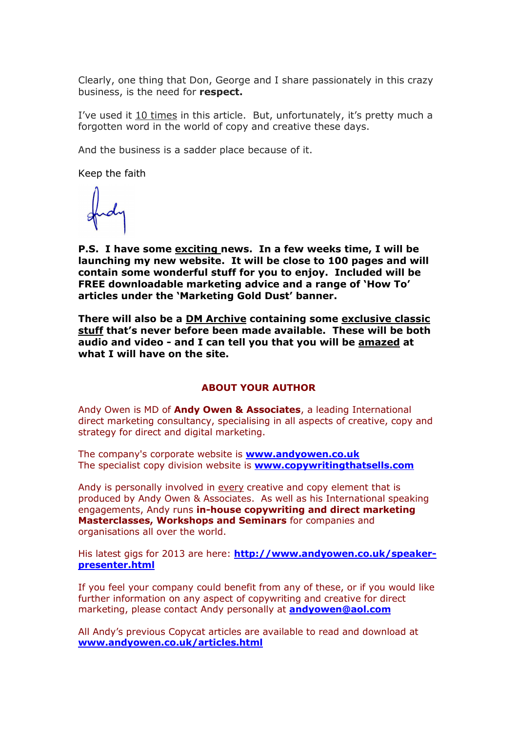Clearly, one thing that Don, George and I share passionately in this crazy business, is the need for **respect.**

I've used it <u>10 times</u> in this article. But, unfortunately, it's pretty much a forgotten word in the world of copy and creative these days.

And the business is a sadder place because of it.

Keep the faith

Andy

**P.S. I have some <u>exciting</u> news. In a few weeks time, I will be launching my new website. It will be close to 100 pages and will contain some wonderful stuff for you to enjoy. Included will be FREE downloadable marketing advice and a range of 'How To' articles under the 'Marketing Gold Dust' banner.**

**There will also be a <u>DM Archive</u> containing some <u>exclusive classic stuff</u> that's never before been made available. These will be both audio and video - and I can tell you that you will be <u>amazed</u> at what I will have on the site.**

## ABOUT YOUR AUTHOR

Andy Owen is MD of **Andy Owen & Associates**, a leading International direct marketing consultancy, specialising in all aspects of creative, copy and strategy for direct and digital marketing.

The company's corporate website is **www.andyowen.co.uk**
The specialist copy division website is **www.copywritingthatsells.com**

Andy is personally involved in <u>every</u> creative and copy element that is produced by Andy Owen & Associates. As well as his International speaking engagements, Andy runs **in-house copywriting and direct marketing Masterclasses, Workshops and Seminars** for companies and organisations all over the world.

His latest gigs for 2013 are here: **http://www.andyowen.co.uk/speaker-presenter.html**

If you feel your company could benefit from any of these, or if you would like further information on any aspect of copywriting and creative for direct marketing, please contact Andy personally at **andyowen@aol.com**

All Andy's previous Copycat articles are available to read and download at **www.andyowen.co.uk/articles.html**